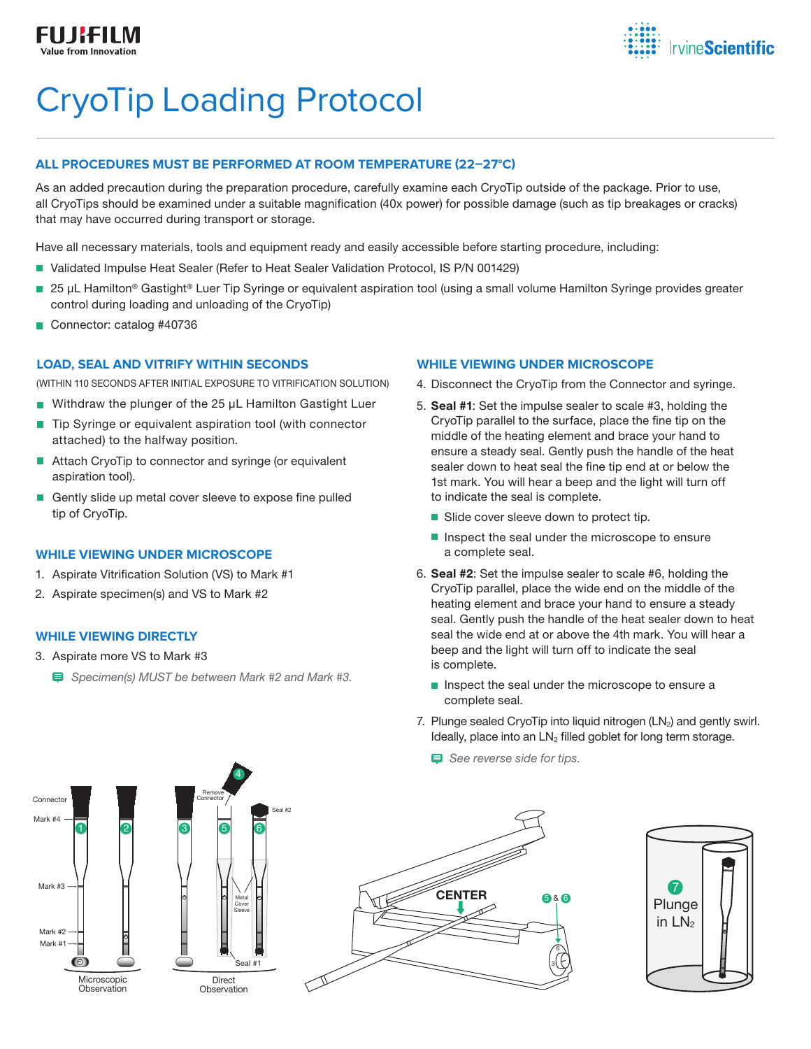# CryoTip Loading Protocol

### ALL PROCEDURES MUST BE PERFORMED AT ROOM TEMPERATURE (22–27°C)

As an added precaution during the preparation procedure, carefully examine each CryoTip outside of the package. Prior to use, all CryoTips should be examined under a suitable magnification (40x power) for possible damage (such as tip breakages or cracks) that may have occurred during transport or storage.

Have all necessary materials, tools and equipment ready and easily accessible before starting procedure, including:

- Validated Impulse Heat Sealer (Refer to Heat Sealer Validation Protocol, IS P/N 001429)
- 25 µL Hamilton® Gastight® Luer Tip Syringe or equivalent aspiration tool (using a small volume Hamilton Syringe provides greater control during loading and unloading of the CryoTip)
- Connector: catalog #40736

### LOAD, SEAL AND VITRIFY WITHIN SECONDS

(WITHIN 110 SECONDS AFTER INITIAL EXPOSURE TO VITRIFICATION SOLUTION)

- Withdraw the plunger of the 25 µL Hamilton Gastight Luer
- Tip Syringe or equivalent aspiration tool (with connector attached) to the halfway position.
- Attach CryoTip to connector and syringe (or equivalent aspiration tool).
- Gently slide up metal cover sleeve to expose fine pulled tip of CryoTip.

### WHILE VIEWING UNDER MICROSCOPE

1. Aspirate Vitrification Solution (VS) to Mark #1
2. Aspirate specimen(s) and VS to Mark #2

### WHILE VIEWING DIRECTLY

3. Aspirate more VS to Mark #3

   *Specimen(s) MUST be between Mark #2 and Mark #3.*

### WHILE VIEWING UNDER MICROSCOPE

4. Disconnect the CryoTip from the Connector and syringe.
5. **Seal #1**: Set the impulse sealer to scale #3, holding the CryoTip parallel to the surface, place the fine tip on the middle of the heating element and brace your hand to ensure a steady seal. Gently push the handle of the heat sealer down to heat seal the fine tip end at or below the 1st mark. You will hear a beep and the light will turn off to indicate the seal is complete.
   - Slide cover sleeve down to protect tip.
   - Inspect the seal under the microscope to ensure a complete seal.
6. **Seal #2**: Set the impulse sealer to scale #6, holding the CryoTip parallel, place the wide end on the middle of the heating element and brace your hand to ensure a steady seal. Gently push the handle of the heat sealer down to heat seal the wide end at or above the 4th mark. You will hear a beep and the light will turn off to indicate the seal is complete.
   - Inspect the seal under the microscope to ensure a complete seal.
7. Plunge sealed CryoTip into liquid nitrogen ($LN_2$) and gently swirl. Ideally, place into an $LN_2$ filled goblet for long term storage.

   *See reverse side for tips.*

Connector | Mark #4 | Mark #3 | Mark #2 | Mark #1 | 1 | 2 | 3 | 4 Remove Connector | 5 | 6 | Seal #2 | Metal Cover Sleeve | Seal #1

Microscopic Observation | Direct Observation

CENTER | 5 & 6

7 Plunge in $LN_2$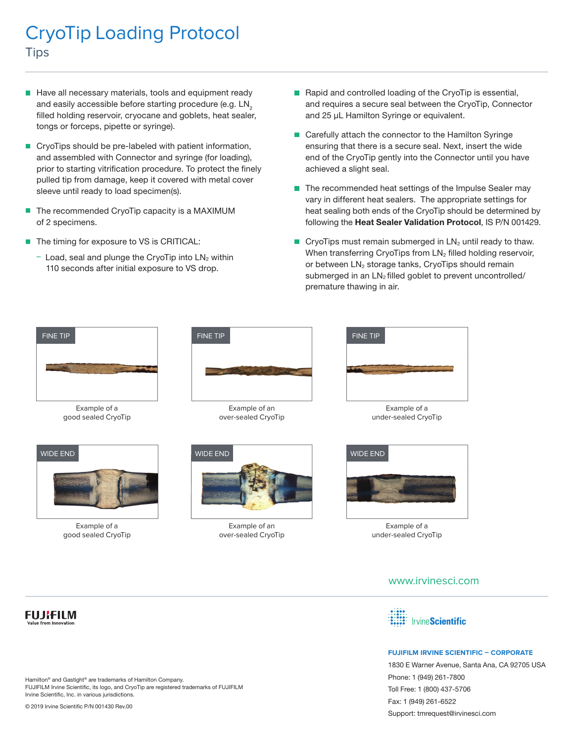# CryoTip Loading Protocol

## Tips

- Have all necessary materials, tools and equipment ready and easily accessible before starting procedure (e.g. $LN_2$ filled holding reservoir, cryocane and goblets, heat sealer, tongs or forceps, pipette or syringe).
- CryoTips should be pre-labeled with patient information, and assembled with Connector and syringe (for loading), prior to starting vitrification procedure. To protect the finely pulled tip from damage, keep it covered with metal cover sleeve until ready to load specimen(s).
- The recommended CryoTip capacity is a MAXIMUM of 2 specimens.
- The timing for exposure to VS is CRITICAL:
  - Load, seal and plunge the CryoTip into $LN_2$ within 110 seconds after initial exposure to VS drop.
- Rapid and controlled loading of the CryoTip is essential, and requires a secure seal between the CryoTip, Connector and 25 µL Hamilton Syringe or equivalent.
- Carefully attach the connector to the Hamilton Syringe ensuring that there is a secure seal. Next, insert the wide end of the CryoTip gently into the Connector until you have achieved a slight seal.
- The recommended heat settings of the Impulse Sealer may vary in different heat sealers. The appropriate settings for heat sealing both ends of the CryoTip should be determined by following the **Heat Sealer Validation Protocol**, IS P/N 001429.
- CryoTips must remain submerged in $LN_2$ until ready to thaw. When transferring CryoTips from $LN_2$ filled holding reservoir, or between $LN_2$ storage tanks, CryoTips should remain submerged in an $LN_2$ filled goblet to prevent uncontrolled/premature thawing in air.

FINE TIP

Example of a good sealed CryoTip

FINE TIP

Example of an over-sealed CryoTip

FINE TIP

Example of a under-sealed CryoTip

WIDE END

Example of a good sealed CryoTip

WIDE END

Example of an over-sealed CryoTip

WIDE END

Example of a under-sealed CryoTip

www.irvinesci.com

FUJIFILM Value from Innovation

IrvineScientific

**FUJIFILM IRVINE SCIENTIFIC – CORPORATE**

1830 E Warner Avenue, Santa Ana, CA 92705 USA

Phone: 1 (949) 261-7800

Toll Free: 1 (800) 437-5706

Fax: 1 (949) 261-6522

Support: tmrequest@irvinesci.com

Hamilton® and Gastight® are trademarks of Hamilton Company.
FUJIFILM Irvine Scientific, its logo, and CryoTip are registered trademarks of FUJIFILM Irvine Scientific, Inc. in various jurisdictions.

© 2019 Irvine Scientific P/N 001430 Rev.00